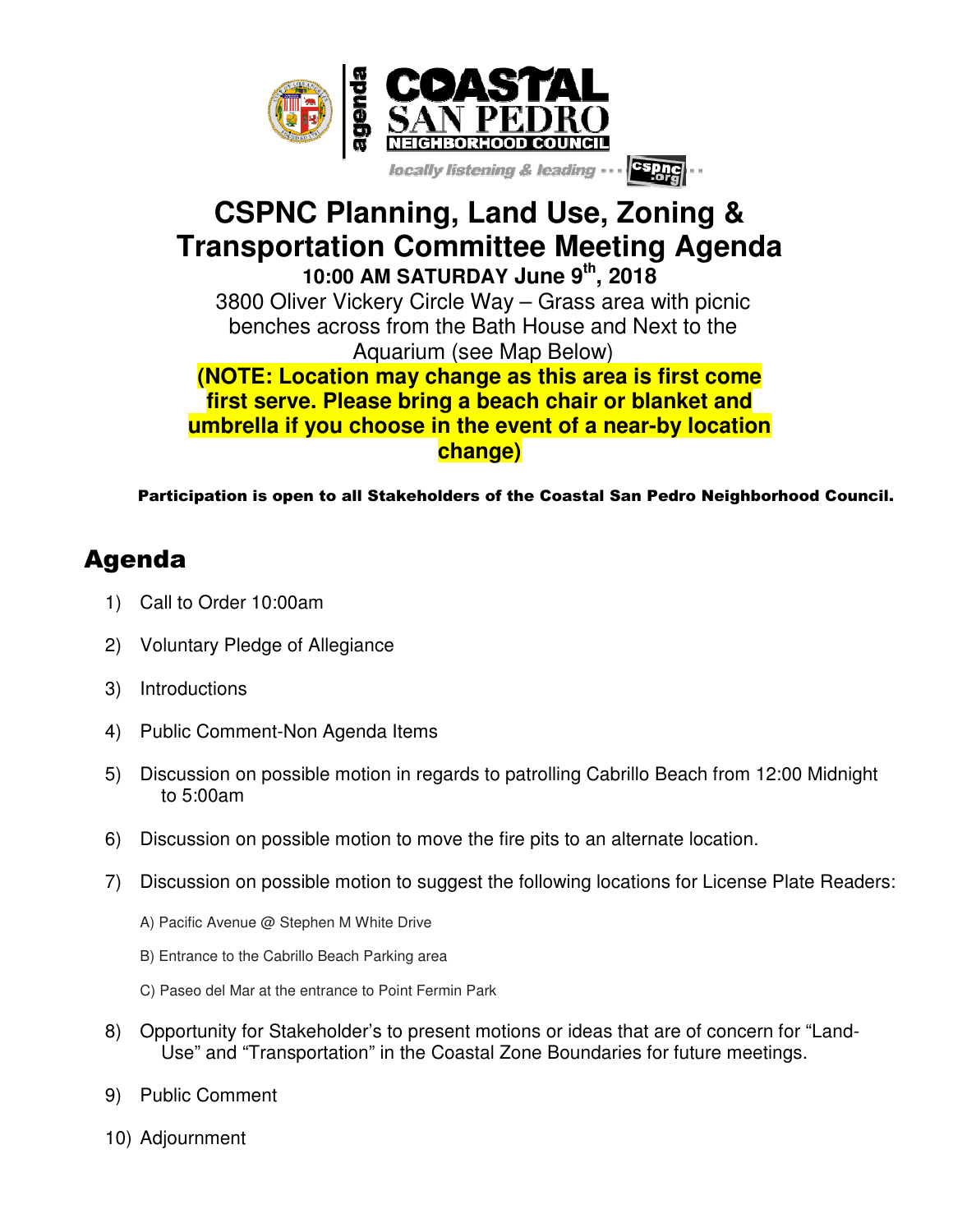agenda

# COASTAL SAN PEDRO NEIGHBORHOOD COUNCIL

*locally listening & leading* --- cspnc.org

# CSPNC Planning, Land Use, Zoning & Transportation Committee Meeting Agenda

**10:00 AM SATURDAY June 9th, 2018**

3800 Oliver Vickery Circle Way – Grass area with picnic benches across from the Bath House and Next to the Aquarium (see Map Below)

**(NOTE: Location may change as this area is first come first serve. Please bring a beach chair or blanket and umbrella if you choose in the event of a near-by location change)**

**Participation is open to all Stakeholders of the Coastal San Pedro Neighborhood Council.**

## Agenda

1) Call to Order 10:00am

2) Voluntary Pledge of Allegiance

3) Introductions

4) Public Comment-Non Agenda Items

5) Discussion on possible motion in regards to patrolling Cabrillo Beach from 12:00 Midnight to 5:00am

6) Discussion on possible motion to move the fire pits to an alternate location.

7) Discussion on possible motion to suggest the following locations for License Plate Readers:

   A) Pacific Avenue @ Stephen M White Drive

   B) Entrance to the Cabrillo Beach Parking area

   C) Paseo del Mar at the entrance to Point Fermin Park

8) Opportunity for Stakeholder's to present motions or ideas that are of concern for "Land-Use" and "Transportation" in the Coastal Zone Boundaries for future meetings.

9) Public Comment

10) Adjournment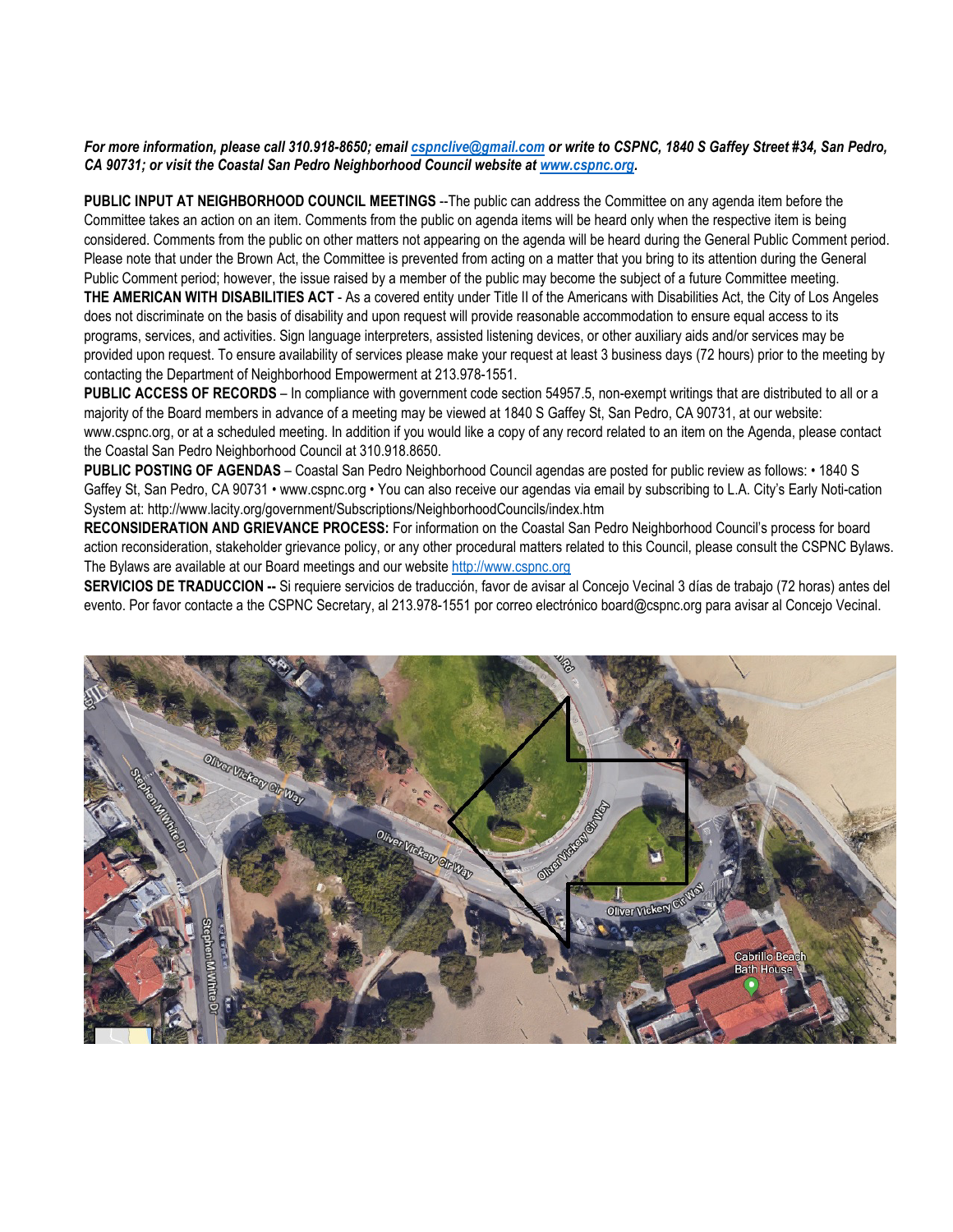***For more information, please call 310.918-8650; email [cspnclive@gmail.com](mailto:cspnclive@gmail.com) or write to CSPNC, 1840 S Gaffey Street #34, San Pedro, CA 90731; or visit the Coastal San Pedro Neighborhood Council website at [www.cspnc.org](http://www.cspnc.org).***

**PUBLIC INPUT AT NEIGHBORHOOD COUNCIL MEETINGS** --The public can address the Committee on any agenda item before the Committee takes an action on an item. Comments from the public on agenda items will be heard only when the respective item is being considered. Comments from the public on other matters not appearing on the agenda will be heard during the General Public Comment period. Please note that under the Brown Act, the Committee is prevented from acting on a matter that you bring to its attention during the General Public Comment period; however, the issue raised by a member of the public may become the subject of a future Committee meeting.

**THE AMERICAN WITH DISABILITIES ACT** - As a covered entity under Title II of the Americans with Disabilities Act, the City of Los Angeles does not discriminate on the basis of disability and upon request will provide reasonable accommodation to ensure equal access to its programs, services, and activities. Sign language interpreters, assisted listening devices, or other auxiliary aids and/or services may be provided upon request. To ensure availability of services please make your request at least 3 business days (72 hours) prior to the meeting by contacting the Department of Neighborhood Empowerment at 213.978-1551.

**PUBLIC ACCESS OF RECORDS** – In compliance with government code section 54957.5, non-exempt writings that are distributed to all or a majority of the Board members in advance of a meeting may be viewed at 1840 S Gaffey St, San Pedro, CA 90731, at our website: www.cspnc.org, or at a scheduled meeting. In addition if you would like a copy of any record related to an item on the Agenda, please contact the Coastal San Pedro Neighborhood Council at 310.918.8650.

**PUBLIC POSTING OF AGENDAS** – Coastal San Pedro Neighborhood Council agendas are posted for public review as follows: • 1840 S Gaffey St, San Pedro, CA 90731 • www.cspnc.org • You can also receive our agendas via email by subscribing to L.A. City's Early Noti-cation System at: http://www.lacity.org/government/Subscriptions/NeighborhoodCouncils/index.htm

**RECONSIDERATION AND GRIEVANCE PROCESS:** For information on the Coastal San Pedro Neighborhood Council's process for board action reconsideration, stakeholder grievance policy, or any other procedural matters related to this Council, please consult the CSPNC Bylaws. The Bylaws are available at our Board meetings and our website [http://www.cspnc.org](http://www.cspnc.org)

**SERVICIOS DE TRADUCCION --** Si requiere servicios de traducción, favor de avisar al Concejo Vecinal 3 días de trabajo (72 horas) antes del evento. Por favor contacte a the CSPNC Secretary, al 213.978-1551 por correo electrónico board@cspnc.org para avisar al Concejo Vecinal.